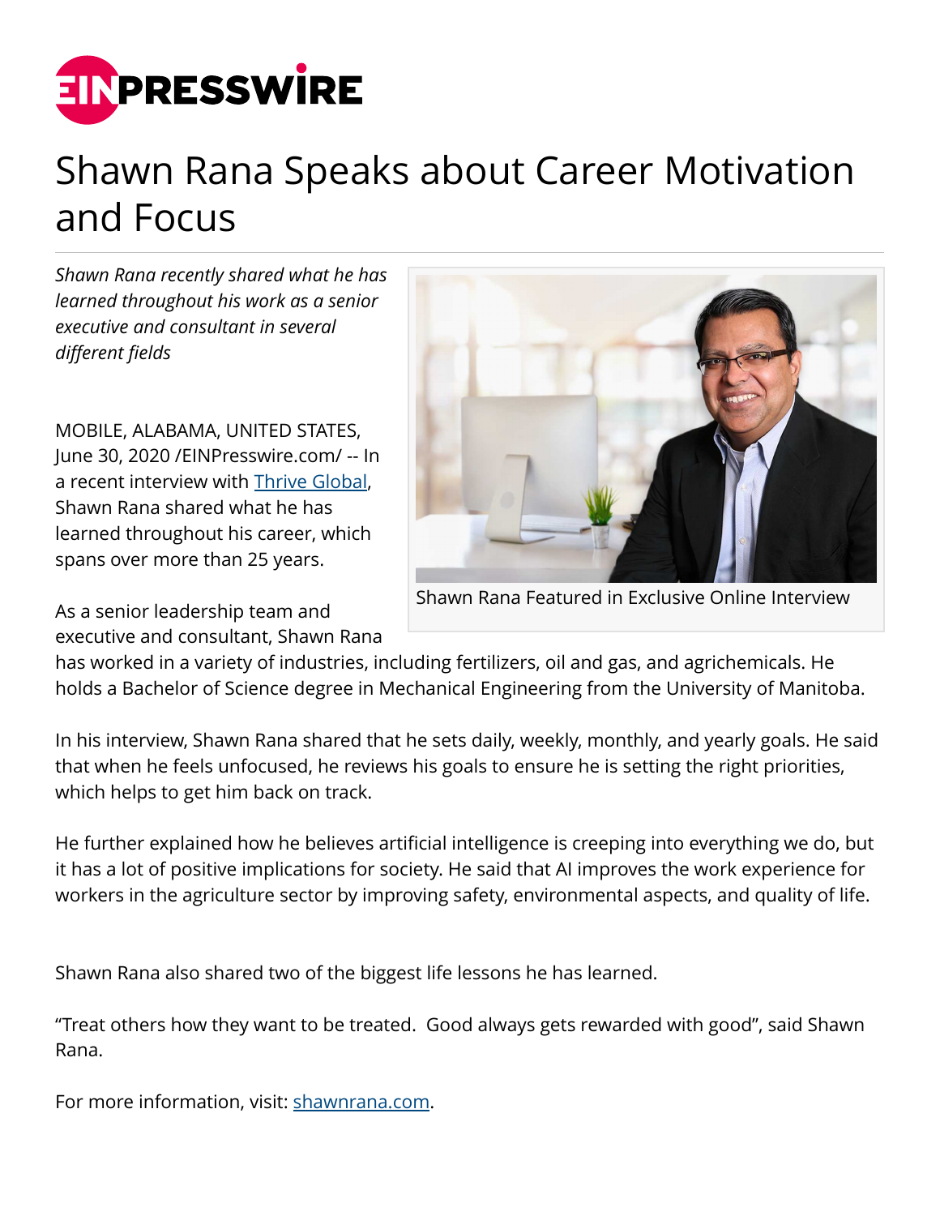# Shawn Rana Speaks about Career Motivation and Focus

*Shawn Rana recently shared what he has learned throughout his work as a senior executive and consultant in several different fields*

Shawn Rana Featured in Exclusive Online Interview

MOBILE, ALABAMA, UNITED STATES, June 30, 2020 /EINPresswire.com/ -- In a recent interview with Thrive Global, Shawn Rana shared what he has learned throughout his career, which spans over more than 25 years.

As a senior leadership team and executive and consultant, Shawn Rana has worked in a variety of industries, including fertilizers, oil and gas, and agrichemicals. He holds a Bachelor of Science degree in Mechanical Engineering from the University of Manitoba.

In his interview, Shawn Rana shared that he sets daily, weekly, monthly, and yearly goals. He said that when he feels unfocused, he reviews his goals to ensure he is setting the right priorities, which helps to get him back on track.

He further explained how he believes artificial intelligence is creeping into everything we do, but it has a lot of positive implications for society. He said that AI improves the work experience for workers in the agriculture sector by improving safety, environmental aspects, and quality of life.

Shawn Rana also shared two of the biggest life lessons he has learned.

"Treat others how they want to be treated. Good always gets rewarded with good", said Shawn Rana.

For more information, visit: shawnrana.com.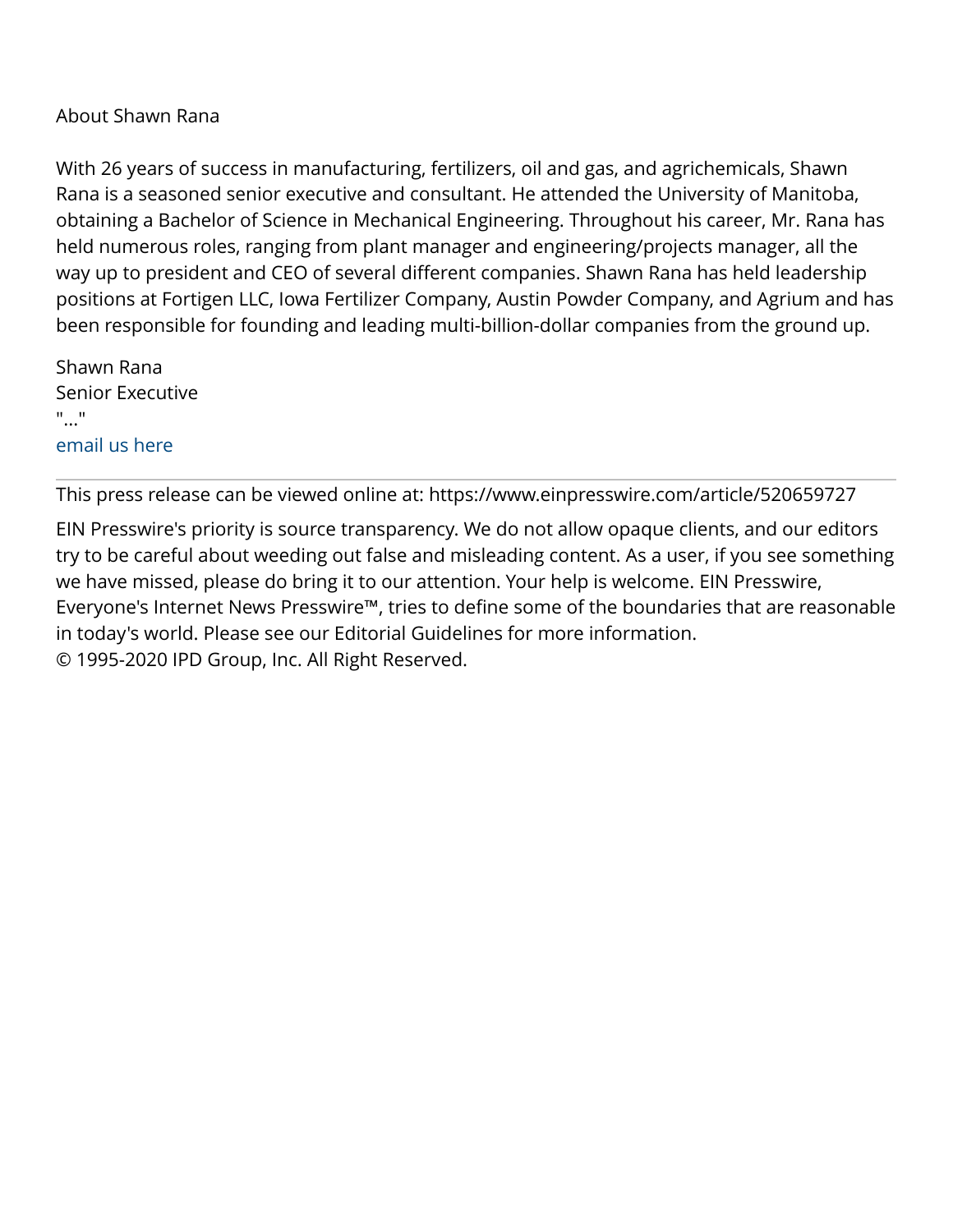About Shawn Rana

With 26 years of success in manufacturing, fertilizers, oil and gas, and agrichemicals, Shawn Rana is a seasoned senior executive and consultant. He attended the University of Manitoba, obtaining a Bachelor of Science in Mechanical Engineering. Throughout his career, Mr. Rana has held numerous roles, ranging from plant manager and engineering/projects manager, all the way up to president and CEO of several different companies. Shawn Rana has held leadership positions at Fortigen LLC, Iowa Fertilizer Company, Austin Powder Company, and Agrium and has been responsible for founding and leading multi-billion-dollar companies from the ground up.

Shawn Rana
Senior Executive
"..."
email us here

---

This press release can be viewed online at: https://www.einpresswire.com/article/520659727

EIN Presswire's priority is source transparency. We do not allow opaque clients, and our editors try to be careful about weeding out false and misleading content. As a user, if you see something we have missed, please do bring it to our attention. Your help is welcome. EIN Presswire, Everyone's Internet News Presswire™, tries to define some of the boundaries that are reasonable in today's world. Please see our Editorial Guidelines for more information.
© 1995-2020 IPD Group, Inc. All Right Reserved.